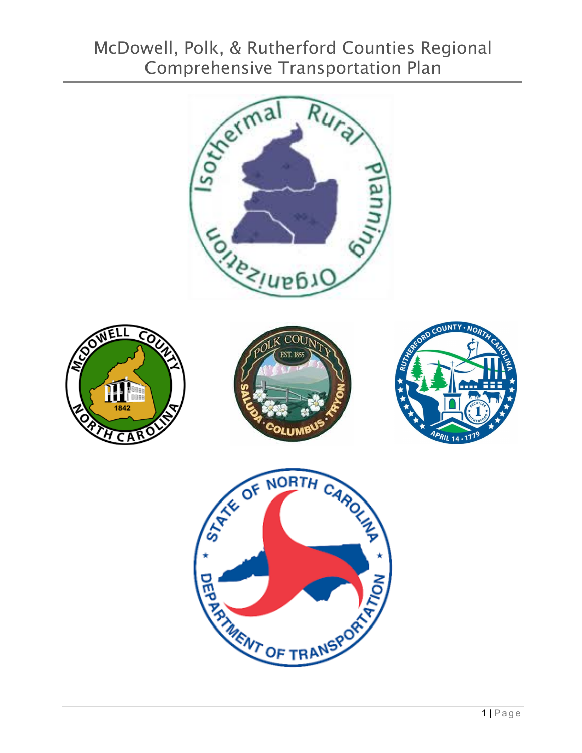# McDowell, Polk, & Rutherford Counties Regional Comprehensive Transportation Plan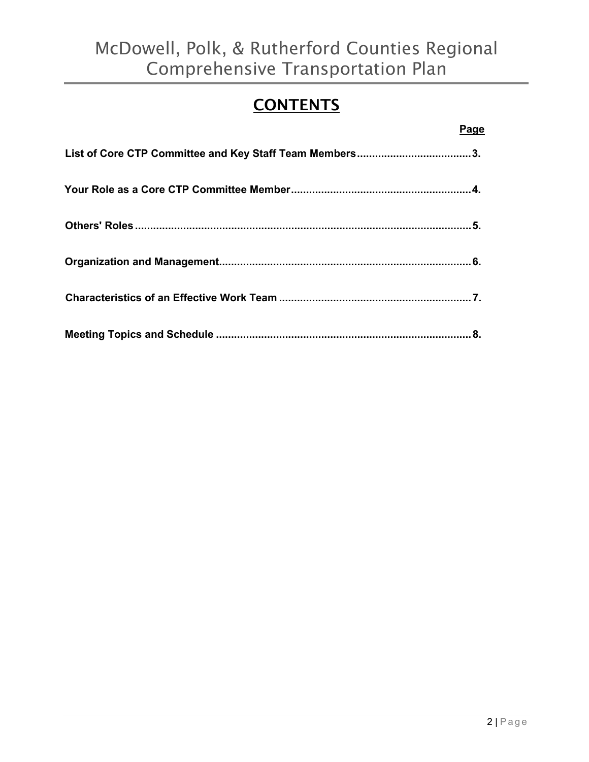# CONTENTS

| | Page |
|---|---|
| **List of Core CTP Committee and Key Staff Team Members** | **3.** |
| **Your Role as a Core CTP Committee Member** | **4.** |
| **Others' Roles** | **5.** |
| **Organization and Management** | **6.** |
| **Characteristics of an Effective Work Team** | **7.** |
| **Meeting Topics and Schedule** | **8.** |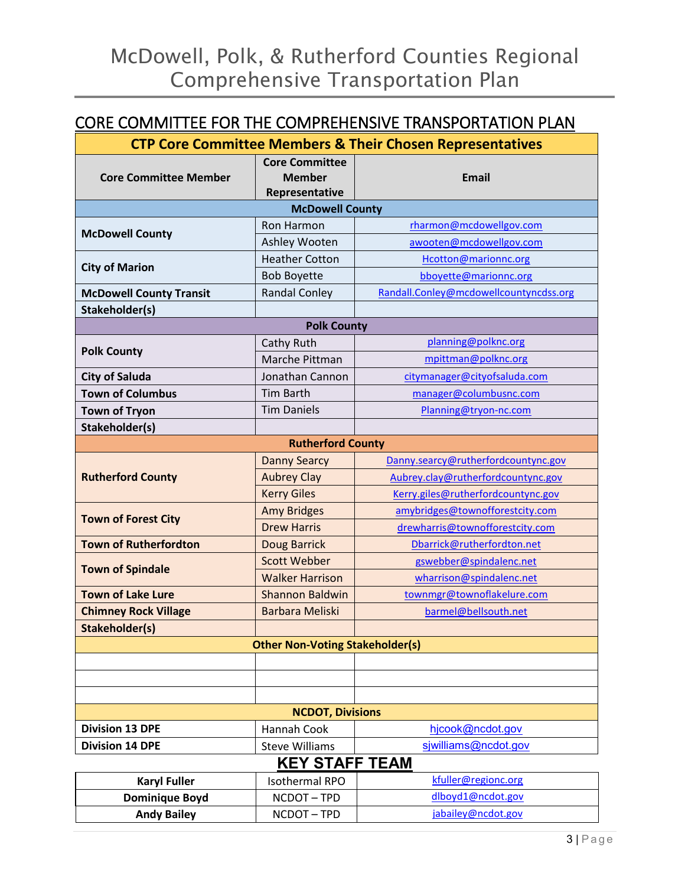# McDowell, Polk, & Rutherford Counties Regional Comprehensive Transportation Plan

## CORE COMMITTEE FOR THE COMPREHENSIVE TRANSPORTATION PLAN

| **CTP Core Committee Members & Their Chosen Representatives** | | |
|---|---|---|
| **Core Committee Member** | **Core Committee Member Representative** | **Email** |
| **McDowell County** | | |
| **McDowell County** | Ron Harmon | rharmon@mcdowellgov.com |
| | Ashley Wooten | awooten@mcdowellgov.com |
| **City of Marion** | Heather Cotton | Hcotton@marionnc.org |
| | Bob Boyette | bboyette@marionnc.org |
| **McDowell County Transit** | Randal Conley | Randall.Conley@mcdowellcountyncdss.org |
| **Stakeholder(s)** | | |
| **Polk County** | | |
| **Polk County** | Cathy Ruth | planning@polknc.org |
| | Marche Pittman | mpittman@polknc.org |
| **City of Saluda** | Jonathan Cannon | citymanager@cityofsaluda.com |
| **Town of Columbus** | Tim Barth | manager@columbusnc.com |
| **Town of Tryon** | Tim Daniels | Planning@tryon-nc.com |
| **Stakeholder(s)** | | |
| **Rutherford County** | | |
| **Rutherford County** | Danny Searcy | Danny.searcy@rutherfordcountync.gov |
| | Aubrey Clay | Aubrey.clay@rutherfordcountync.gov |
| | Kerry Giles | Kerry.giles@rutherfordcountync.gov |
| **Town of Forest City** | Amy Bridges | amybridges@townofforestcity.com |
| | Drew Harris | drewharris@townofforestcity.com |
| **Town of Rutherfordton** | Doug Barrick | Dbarrick@rutherfordton.net |
| **Town of Spindale** | Scott Webber | gswebber@spindalenc.net |
| | Walker Harrison | wharrison@spindalenc.net |
| **Town of Lake Lure** | Shannon Baldwin | townmgr@townoflakelure.com |
| **Chimney Rock Village** | Barbara Meliski | barmel@bellsouth.net |
| **Stakeholder(s)** | | |
| **Other Non-Voting Stakeholder(s)** | | |
| | | |
| | | |
| | | |
| **NCDOT, Divisions** | | |
| **Division 13 DPE** | Hannah Cook | hjcook@ncdot.gov |
| **Division 14 DPE** | Steve Williams | sjwilliams@ncdot.gov |

## KEY STAFF TEAM

| | | |
|---|---|---|
| **Karyl Fuller** | Isothermal RPO | kfuller@regionc.org |
| **Dominique Boyd** | NCDOT – TPD | dlboyd1@ncdot.gov |
| **Andy Bailey** | NCDOT – TPD | jabailey@ncdot.gov |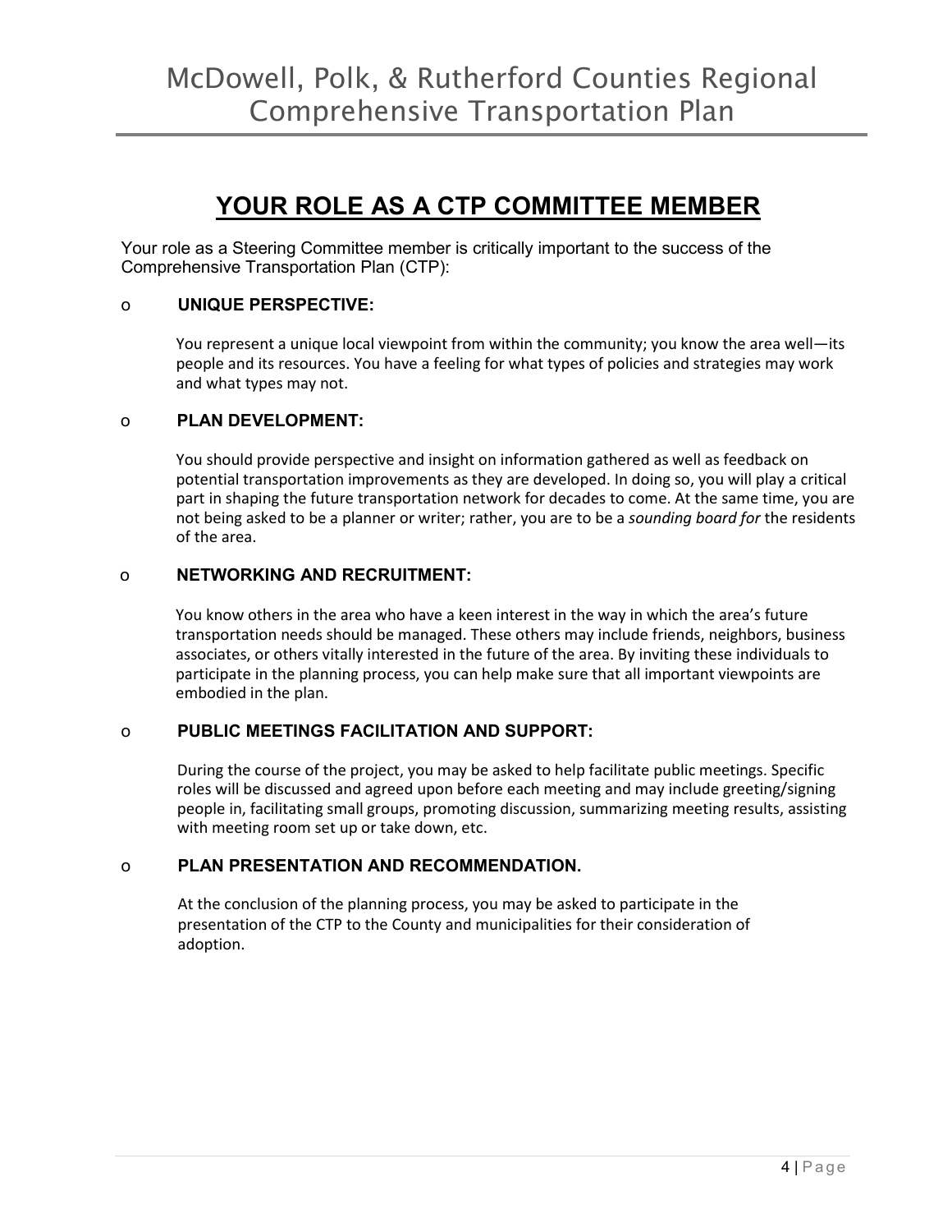# YOUR ROLE AS A CTP COMMITTEE MEMBER

Your role as a Steering Committee member is critically important to the success of the Comprehensive Transportation Plan (CTP):

- **UNIQUE PERSPECTIVE:**

  You represent a unique local viewpoint from within the community; you know the area well—its people and its resources. You have a feeling for what types of policies and strategies may work and what types may not.

- **PLAN DEVELOPMENT:**

  You should provide perspective and insight on information gathered as well as feedback on potential transportation improvements as they are developed. In doing so, you will play a critical part in shaping the future transportation network for decades to come. At the same time, you are not being asked to be a planner or writer; rather, you are to be a *sounding board for* the residents of the area.

- **NETWORKING AND RECRUITMENT:**

  You know others in the area who have a keen interest in the way in which the area's future transportation needs should be managed. These others may include friends, neighbors, business associates, or others vitally interested in the future of the area. By inviting these individuals to participate in the planning process, you can help make sure that all important viewpoints are embodied in the plan.

- **PUBLIC MEETINGS FACILITATION AND SUPPORT:**

  During the course of the project, you may be asked to help facilitate public meetings. Specific roles will be discussed and agreed upon before each meeting and may include greeting/signing people in, facilitating small groups, promoting discussion, summarizing meeting results, assisting with meeting room set up or take down, etc.

- **PLAN PRESENTATION AND RECOMMENDATION.**

  At the conclusion of the planning process, you may be asked to participate in the presentation of the CTP to the County and municipalities for their consideration of adoption.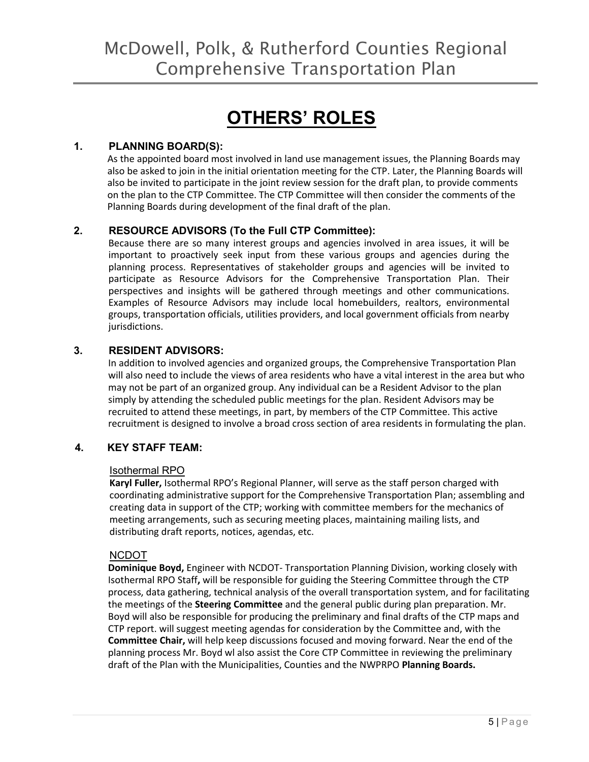# OTHERS' ROLES

## 1. PLANNING BOARD(S):

As the appointed board most involved in land use management issues, the Planning Boards may also be asked to join in the initial orientation meeting for the CTP. Later, the Planning Boards will also be invited to participate in the joint review session for the draft plan, to provide comments on the plan to the CTP Committee. The CTP Committee will then consider the comments of the Planning Boards during development of the final draft of the plan.

## 2. RESOURCE ADVISORS (To the Full CTP Committee):

Because there are so many interest groups and agencies involved in area issues, it will be important to proactively seek input from these various groups and agencies during the planning process. Representatives of stakeholder groups and agencies will be invited to participate as Resource Advisors for the Comprehensive Transportation Plan. Their perspectives and insights will be gathered through meetings and other communications. Examples of Resource Advisors may include local homebuilders, realtors, environmental groups, transportation officials, utilities providers, and local government officials from nearby jurisdictions.

## 3. RESIDENT ADVISORS:

In addition to involved agencies and organized groups, the Comprehensive Transportation Plan will also need to include the views of area residents who have a vital interest in the area but who may not be part of an organized group. Any individual can be a Resident Advisor to the plan simply by attending the scheduled public meetings for the plan. Resident Advisors may be recruited to attend these meetings, in part, by members of the CTP Committee. This active recruitment is designed to involve a broad cross section of area residents in formulating the plan.

## 4. KEY STAFF TEAM:

### Isothermal RPO

**Karyl Fuller,** Isothermal RPO's Regional Planner, will serve as the staff person charged with coordinating administrative support for the Comprehensive Transportation Plan; assembling and creating data in support of the CTP; working with committee members for the mechanics of meeting arrangements, such as securing meeting places, maintaining mailing lists, and distributing draft reports, notices, agendas, etc.

### NCDOT

**Dominique Boyd,** Engineer with NCDOT- Transportation Planning Division, working closely with Isothermal RPO Staff**,** will be responsible for guiding the Steering Committee through the CTP process, data gathering, technical analysis of the overall transportation system, and for facilitating the meetings of the **Steering Committee** and the general public during plan preparation. Mr. Boyd will also be responsible for producing the preliminary and final drafts of the CTP maps and CTP report. will suggest meeting agendas for consideration by the Committee and, with the **Committee Chair,** will help keep discussions focused and moving forward. Near the end of the planning process Mr. Boyd wl also assist the Core CTP Committee in reviewing the preliminary draft of the Plan with the Municipalities, Counties and the NWPRPO **Planning Boards.**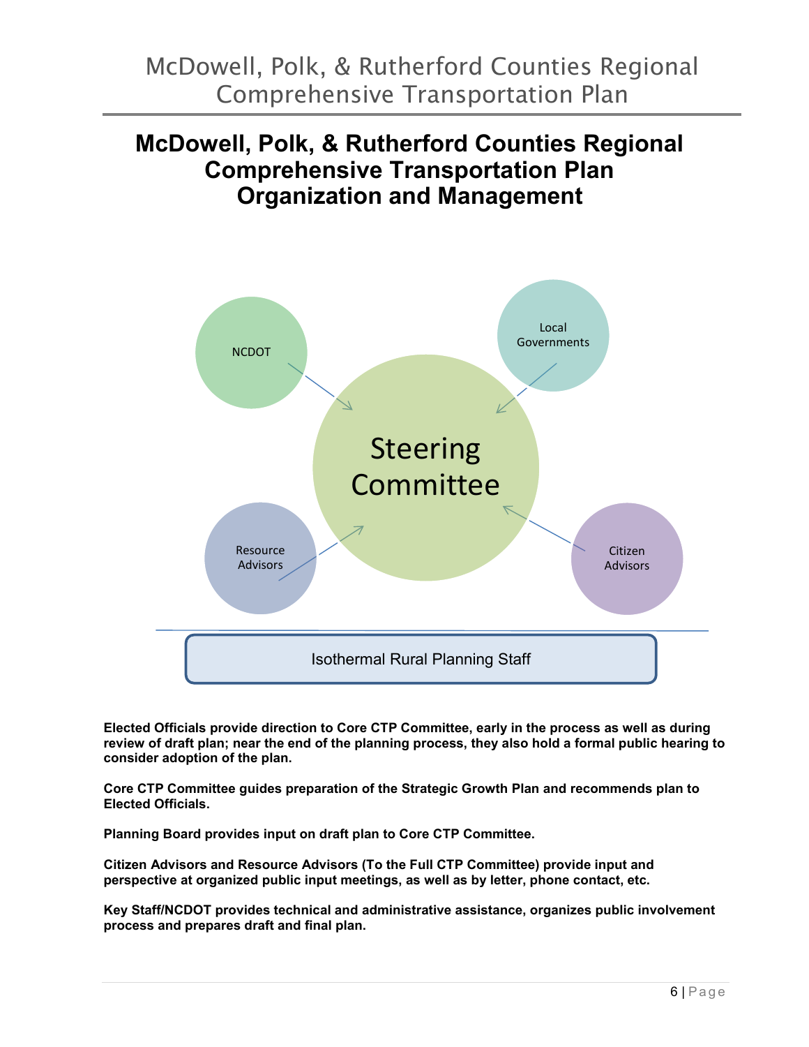# McDowell, Polk, & Rutherford Counties Regional Comprehensive Transportation Plan Organization and Management

NCDOT

Local Governments

Steering Committee

Resource Advisors

Citizen Advisors

Isothermal Rural Planning Staff

**Elected Officials provide direction to Core CTP Committee, early in the process as well as during review of draft plan; near the end of the planning process, they also hold a formal public hearing to consider adoption of the plan.**

**Core CTP Committee guides preparation of the Strategic Growth Plan and recommends plan to Elected Officials.**

**Planning Board provides input on draft plan to Core CTP Committee.**

**Citizen Advisors and Resource Advisors (To the Full CTP Committee) provide input and perspective at organized public input meetings, as well as by letter, phone contact, etc.**

**Key Staff/NCDOT provides technical and administrative assistance, organizes public involvement process and prepares draft and final plan.**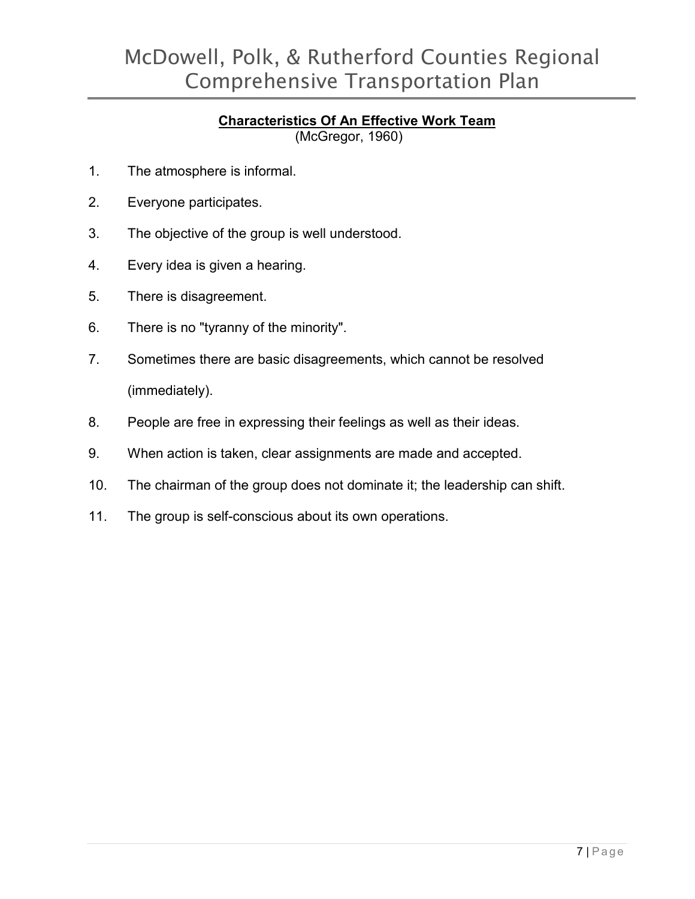**Characteristics Of An Effective Work Team**
(McGregor, 1960)

1. The atmosphere is informal.
2. Everyone participates.
3. The objective of the group is well understood.
4. Every idea is given a hearing.
5. There is disagreement.
6. There is no "tyranny of the minority".
7. Sometimes there are basic disagreements, which cannot be resolved (immediately).
8. People are free in expressing their feelings as well as their ideas.
9. When action is taken, clear assignments are made and accepted.
10. The chairman of the group does not dominate it; the leadership can shift.
11. The group is self-conscious about its own operations.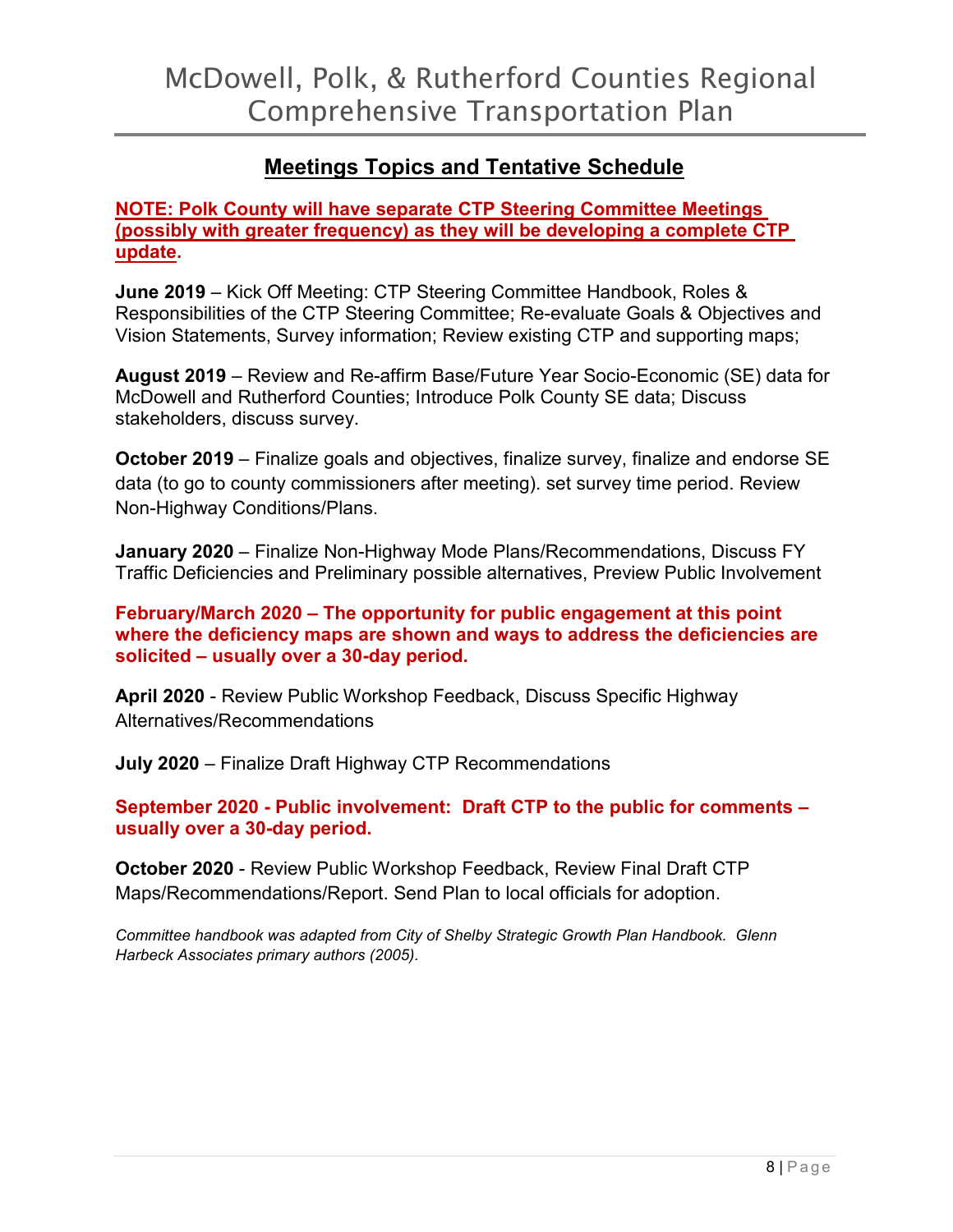## Meetings Topics and Tentative Schedule

**NOTE: Polk County will have separate CTP Steering Committee Meetings (possibly with greater frequency) as they will be developing a complete CTP update.**

**June 2019** – Kick Off Meeting: CTP Steering Committee Handbook, Roles & Responsibilities of the CTP Steering Committee; Re-evaluate Goals & Objectives and Vision Statements, Survey information; Review existing CTP and supporting maps;

**August 2019** – Review and Re-affirm Base/Future Year Socio-Economic (SE) data for McDowell and Rutherford Counties; Introduce Polk County SE data; Discuss stakeholders, discuss survey.

**October 2019** – Finalize goals and objectives, finalize survey, finalize and endorse SE data (to go to county commissioners after meeting). set survey time period. Review Non-Highway Conditions/Plans.

**January 2020** – Finalize Non-Highway Mode Plans/Recommendations, Discuss FY Traffic Deficiencies and Preliminary possible alternatives, Preview Public Involvement

**February/March 2020 – The opportunity for public engagement at this point where the deficiency maps are shown and ways to address the deficiencies are solicited – usually over a 30-day period.**

**April 2020** - Review Public Workshop Feedback, Discuss Specific Highway Alternatives/Recommendations

**July 2020** – Finalize Draft Highway CTP Recommendations

**September 2020 - Public involvement: Draft CTP to the public for comments – usually over a 30-day period.**

**October 2020** - Review Public Workshop Feedback, Review Final Draft CTP Maps/Recommendations/Report. Send Plan to local officials for adoption.

*Committee handbook was adapted from City of Shelby Strategic Growth Plan Handbook. Glenn Harbeck Associates primary authors (2005).*